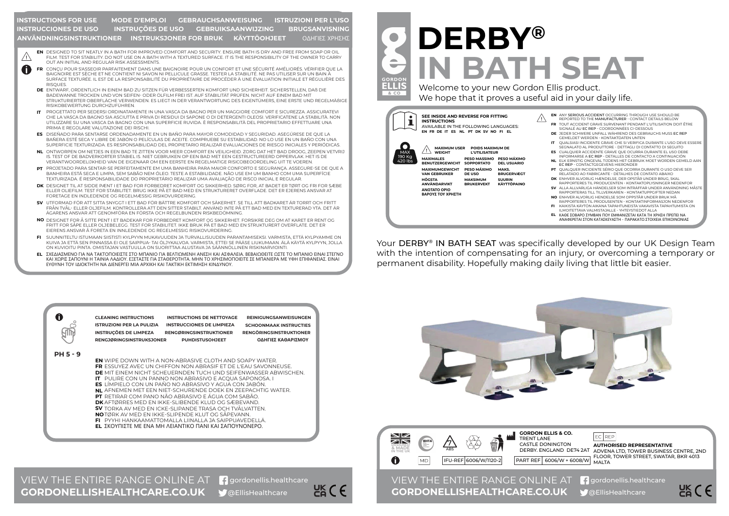# DERBY® IN BATH SEAT

Welcome to your new Gordon Ellis product.
We hope that it proves a useful aid in your daily life.

## INSTRUCTIONS FOR USE / MODE D'EMPLOI / GEBRAUCHSANWEISUNG / ISTRUZIONI PER L'USO / INSTRUCCIONES DE USO / INSTRUÇÕES DE USO / GEBRUIKSAANWIJZING / BRUGSANVISNING / ANVÄNDNINGSINSTRUKTIONER / INSTRUKSJONER FOR BRUK / KÄYTTÖOHJEET / ΟΔΗΓΙΕΣ ΧΡΗΣΗΣ

**EN** DESIGNED TO SIT NEATLY IN A BATH FOR IMPROVED COMFORT AND SECURITY. ENSURE BATH IS DRY AND FREE FROM SOAP OR OIL FILM. TEST FOR STABILITY. DO NOT USE ON A BATH WITH A TEXTURED SURFACE. IT IS THE RESPONSIBILITY OF THE OWNER TO CARRY OUT AN INITIAL AND REGULAR RISK ASSESSMENTS.

**FR** CONÇU POUR S'ASSEOIR PARFAITEMENT DANS UNE BAIGNOIRE POUR UN CONFORT ET UNE SÉCURITÉ AMÉLIORÉS. VÉRIFIER QUE LA BAIGNOIRE EST SÈCHE ET NE CONTIENT NI SAVON NI PELLICULE GRASSE. TESTER LA STABILITÉ. NE PAS UTILISER SUR UN BAIN À SURFACE TEXTURÉE. IL EST DE LA RESPONSABILITÉ DU PROPRIÉTAIRE DE PROCÉDER À UNE ÉVALUATION INITIALE ET RÉGULIÈRE DES RISQUES.

**DE** ENTWARF, ORDENTLICH IN EINEM BAD ZU SITZEN FÜR VERBESSERTEN KOMFORT UND SICHERHEIT. SICHERSTELLEN, DAß DIE BADEWANNE TROCKEN UND VON SEIFEN- ODER ÖLFILM FREI IST. AUF STABILITÄT PRÜFEN. NICHT AUF EINEM BAD MIT STRUKTURIERTER OBERFLÄCHE VERWENDEN. ES LIEGT IN DER VERANTWORTUNG DES EIGENTÜMERS, EINE ERSTE UND REGELMÄßIGE RISIKOBEWERTUNG DURCHZUFÜHREN.

**IT** PROGETTATO PER SEDERSI ORDINATAMENTE IN UNA VASCA DA BAGNO PER UN MAGGIORE COMFORT E SICUREZZA. ASSICURATEVI CHE LA VASCA DA BAGNO SIA ASCIUTTA E PRIVA DI RESIDUI DI SAPONE O DI DETERGENTI OLEOSI. VERIFICATENE LA STABILITÀ. NON UTILIZZARE SU UNA VASCA DA BAGNO CON UNA SUPERFICIE RUVIDA. È RESPONSABILITÀ DEL PROPRIETARIO EFFETTUARE UNA PRIMA E REGOLARE VALUTAZIONE DEI RISCHI.

**ES** DISEÑADO PARA SENTARSE ORDENADAMENTE EN UN BAÑO PARA MAYOR COMODIDAD Y SEGURIDAD. ASEGÚRESE DE QUE LA BAÑERA ESTÉ SECA Y LIBRE DE JABÓN O PELÍCULAS DE ACEITE. COMPRUEBE SU ESTABILIDAD. NO LO USE EN UN BAÑO CON UNA SUPERFICIE TEXTURIZADA. ES RESPONSABILIDAD DEL PROPIETARIO REALIZAR EVALUACIONES DE RIESGO INICIALES Y PERIÓDICAS.

**NL** ONTWORPEN OM NETJES IN EEN BAD TE ZITTEN VOOR MEER COMFORT EN VEILIGHEID. ZORG DAT HET BAD DROOG, ZEEPEN VETVRIJ IS. TEST OF DE BADVERKORTER STABIEL IS. NIET GEBRUIKEN OP EEN BAD MET EEN GESTRUCTUREERD OPPERVLAK. HET IS DE VERANTWOORDELIJKHEID VAN DE EIGENAAR OM EEN EERSTE EN REGELMATIGE RISICOBEOORDELING UIT TE VOEREN.

**PT** PROJETADO PARA SENTAR-SE PERFEITAMENTE EM UMA BANHEIRA PARA MAIOR CONFORTO E SEGURANÇA. ASSEGURE-SE DE QUE A BANHEIRA ESTÁ SECA E LIMPA, SEM SABÃO NEM ÓLEO. TESTE A ESTABILIDADE. NÃO USE EM UM BANHO COM UMA SUPERFÍCIE TEXTURIZADA. É RESPONSABILIDADE DO PROPRIETÁRIO REALIZAR UMA AVALIAÇÃO DE RISCO INICIAL E REGULAR.

**DK** DESIGNET TIL AT SIDDE PÆNT I ET BAD FOR FORBEDRET KOMFORT OG SIKKERHED. SØRG FOR, AT BADET ER TØRT OG FRI FOR SÆBE ELLER OLIEFILM. TEST FOR STABILITET. BRUG IKKE PÅ ET BAD MED EN STRUKTURERET OVERFLADE. DET ER EJERENS ANSVAR AT FORETAGE EN INDLEDENDE OG REGELMÆSSIG RISIKOVURDERING.

**SV** UTFORMAD FÖR ATT SITTA SNYGGT I ETT BAD FÖR BÄTTRE KOMFORT OCH SÄKERHET. SE TILL ATT BADKARET ÄR TORRT OCH FRITT FRÅN TVÅL- ELLER OLJEFILM. KONTROLLERA ATT DEN SITTER STABILT. ANVÄND INTE PÅ ETT BAD MED EN TEXTURERAD YTA. DET ÄR ÄGARENS ANSVAR ATT GENOMFÖRA EN FÖRSTA OCH REGELBUNDEN RISKBEDÖMNING.

**NO** DESIGNET FOR Å SITTE PENT I ET BADEKAR FOR FORBEDRET KOMFORT OG SIKKERHET. FORSIKRE DEG OM AT KARET ER RENT OG FRITT FOR SÅPE ELLER OLJEBELEGG. TEST FOR STABILITET. IKKE BRUK PÅ ET BAD MED EN STRUKTURERT OVERFLATE. DET ER EIERENS ANSVAR Å FORETA EN INNLEDENDE OG REGELMESSIG RISIKOVURDERING.

**FI** SUUNNITELTU ISTUMAAN SIISTISTI KYLPYYN MUKAVUUDEN JA TURVALLISUUDEN PARANTAMISEKSI. VARMISTA, ETTÄ KYLPYAMME ON KUIVA JA ETTÄ SEN PINNASSA EI OLE SAIPPUA- TAI ÖLJYKALVOA. VARMISTA, ETTEI SE PÄÄSE LIUKUMAAN. ÄLÄ KÄYTÄ KYLPYYN, JOLLA ON KUVIOITU PINTA. OMISTAJAN VASTUULLA ON SUORITTAA ALUSTAVA JA SÄÄNNÖLLINEN RISKINARVIOINTI.

**EL** ΣΧΕΔΙΑΣΜΕΝΟ ΓΙΑ ΝΑ ΤΑΚΤΟΠΟΙΕΙΣΤΕ ΣΤΟ ΜΠΑΝΙΟ ΓΙΑ ΒΕΛΤΙΩΜΕΝΗ ΑΝΕΣΗ ΚΑΙ ΑΣΦΑΛΕΙΑ. ΒΕΒΑΙΩΘΕΙΤΕ ΟΤΙ ΤΟ ΜΠΑΝΙΟ ΕΙΝΑΙ ΣΤΕΓΝΟ ΚΑΙ ΧΩΡΙΣ ΣΑΠΟΥΝΙ Η ΤΑΙΝΙΑ ΛΑΔΙΟΥ. ΕΞΕΤΑΣΤΕ ΓΙΑ ΣΤΑΘΕΡΟΤΗΤΑ. ΜΗΝ ΤΟ ΧΡΗΣΙΜΟΠΟΙΕΙΤΕ ΣΕ ΜΠΑΝΙΕΡΑ ΜΕ ΥΦΗ ΕΠΙΦΑΝΕΙΑΣ. ΕΙΝΑΙ ΕΥΘΥΝΗ ΤΟΥ ΙΔΙΟΚΤΗΤΗ ΝΑ ΔΙΕΝΕΡΓΕΙ ΜΙΑ ΑΡΧΙΚΗ ΚΑΙ ΤΑΚΤΙΚΗ ΕΚΤΙΜΗΣΗ ΚΙΝΔΥΝΟΥ.

## CLEANING INSTRUCTIONS / INSTRUCTIONS DE NETTOYAGE / REINIGUNGSANWEISUNGEN / ISTRUZIONI PER LA PULIZIA / INSTRUCCIONES DE LIMPIEZA / SCHOONMAAK INSTRUCTIES / INSTRUÇÕES DE LIMPEZA / RENGØRINGSINSTRUKTIONER / RENGÖRINGSINSTRUKTIONER / RENGJØRINGSINSTRUKSJONER / PUHDISTUSOHJEET / ΟΔΗΓΙΕΣ ΚΑΘΑΡΙΣΜΟΥ

PH 5 - 9

**EN** WIPE DOWN WITH A NON-ABRASIVE CLOTH AND SOAPY WATER.
**FR** ESSUYEZ AVEC UN CHIFFON NON ABRASIF ET DE L'EAU SAVONNEUSE.
**DE** MIT EINEM NICHT SCHEUERNDEN TUCH UND SEIFENWASSER ABWISCHEN.
**IT** PULIRE CON UN PANNO NON ABRASIVO E ACQUA SAPONOSA. I
**ES** LÍMPIELO CON UN PAÑO NO ABRASIVO Y AGUA CON JABÓN.
**NL** AFNEMEN MET EEN NIET-SCHURENDE DOEK EN ZEEPACHTIG WATER.
**PT** RETIRAR COM PANO NÃO ABRASIVO E ÁGUA COM SABÃO.
**DK** AFTØRRES MED EN IKKE-SLIBENDE KLUD OG SÆBEVAND.
**SV** TORKA AV MED EN ICKE-SLIPANDE TRASA OCH TVÅLVATTEN.
**NO** TØRK AV MED EN IKKE-SLIPENDE KLUT OG SÅPEVANN.
**FI** PYYHI HANKAAMATTOMALLA LIINALLA JA SAIPPUAVEDELLÄ.
**EL** ΣΚΟΥΠΙΣΤΕ ΜΕ ΕΝΑ ΜΗ ΛΕΙΑΝΤΙΚΟ ΠΑΝΙ ΚΑΙ ΣΑΠΟΥΝΟΝΕΡΟ.

**SEE INSIDE AND REVERSE FOR FITTING INSTRUCTIONS**
AVAILABLE IN THE FOLLOWING LANGUAGES:
EN FR DE IT ES NL PT DK SV NO FI EL

MAX 190 Kg / 420 lbs

| | | |
|---|---|---|
| **MAXIMUM USER WEIGHT** | **POIDS MAXIMUM DE L'UTILISATEUR** | |
| **MAXIMALES BENUTZERGEWICHT** | **PESO MASSIMO SOPPORTATO** | **PESO MÁXIMO DEL USUARIO** |
| **MAXIMUMGEWICHT VAN GEBRUIKER** | **PESO MÁXIMO DE USO** | **MAKS. BRUGERVÆGT** |
| **HÖGSTA ANVÄNDARVIKT** | **MAKSIMUM BRUKERVEKT** | **SUURIN KÄYTTÖPAINO** |
| **ΑΝΩΤΑΤΟ ΟΡΙΟ ΒΑΡΟΥΣ ΤΟΥ ΧΡΗΣΤΗ** | | |

**EN** ANY **SERIOUS ACCIDENT** OCCURRING THROUGH USE SHOULD BE REPORTED TO THE **MANUFACTURER** - CONTACT DETAILS BELOW
**FR** TOUT ACCIDENT GRAVE SURVENANT PENDANT L'UTILISATION DOIT ÊTRE SIGNALÉ AU **EC REP** - COORDONNÉES CI-DESSOUS
**DE** JEDER SCHWERE UNFALL WÄHREND DES GEBRAUCHS MUSS **EC REP** GEMELDET WERDEN - KONTAKTDATEN UNTEN
**IT** QUALSIASI INCIDENTE GRAVE CHE SI VERIFICA DURANTE L'USO DEVE ESSERE SEGNALATO AL PRODUTTORE - DETTAGLI DI CONTATTO DI SEGUITO
**ES** CUALQUIER ACCIDENTE GRAVE QUE OCURRA DURANTE EL USO DEBE INFORMARSE A **EC REP** - DETALLES DE CONTACTO A CONTINUACIÓN
**NL** ELK ERNSTIG ONGEVAL TIJDENS HET GEBRUIK MOET WORDEN GEMELD AAN **EC REP** - CONTACTGEGEVENS HIERONDER
**PT** QUALQUER INCIDENTE SÉRIO QUE OCORRA DURANTE O USO DEVE SER RELATADO AO FABRICANTE - DETALHES DE CONTATO ABAIXO
**DK** ENHVER ALVORLIG HÆNDELSE, DER OPSTÅR UNDER BRUG, SKAL RAPPORTERES TIL PRODUCENTEN - KONTAKTOPLYSNINGER NEDENFOR
**SV** ALLA ALLVARLIGA HÄNDELSER SOM INTRÄFFAR UNDER ANVÄNDNING MÅSTE RAPPORTERAS TILL TILLVERKAREN - KONTAKTUPPGIFTER NEDAN
**NO** ENHVER ALVORLIG HENDELSE SOM OPPSTÅR UNDER BRUK MÅ RAPPORTERES TIL PRODUSENTEN - KONTAKTINFORMASJON NEDENFOR
**FI** KAIKISTA KÄYTÖN AIKANA TAPAHTUNEISTA VAKAVISTA TAPAHTUMISTA ON ILMOITETTAVA VALMISTAJALLE - YHTEYSTIEDOT ALLA
**EL** ΚΑΘΕ ΣΟΒΑΡΟ ΣΥΜΒΑΝ ΠΟΥ ΕΜΦΑΝΙΖΕΤΑΙ ΚΑΤΑ ΤΗ ΧΡΗΣΗ ΠΡΕΠΕΙ ΝΑ ΑΝΑΦΕΡΕΤΑΙ ΣΤΟΝ ΚΑΤΑΣΚΕΥΑΣΤΗ - ΠΑΡΑΚΑΤΩ ΣΤΟΙΧΕΙΑ ΕΠΙΚΟΙΝΩΝΙΑΣ

Your DERBY® IN BATH SEAT was specifically developed by our UK Design Team with the intention of compensating for an injury, or overcoming a temporary or permanent disability. Hopefully making daily living that little bit easier.

DESIGNED & MADE IN THE UK

BHTA

7 ABS

MD

IFU-REF 6006/W/1120-2

**GORDON ELLIS & CO.**
TRENT LANE
CASTLE DONINGTON
DERBY. ENGLAND DE74 2AT

PART REF 6006/W + 6008/W

EC REP
**AUTHORISED REPRESENTATIVE**
ADVENA LTD, TOWER BUSINESS CENTRE, 2ND FLOOR, TOWER STREET, SWATAR, BKR 4013 MALTA

VIEW THE ENTIRE RANGE ONLINE AT **GORDONELLISHEALTHCARE.CO.UK**

gordonellis.healthcare
@EllisHealthcare

UK CA CE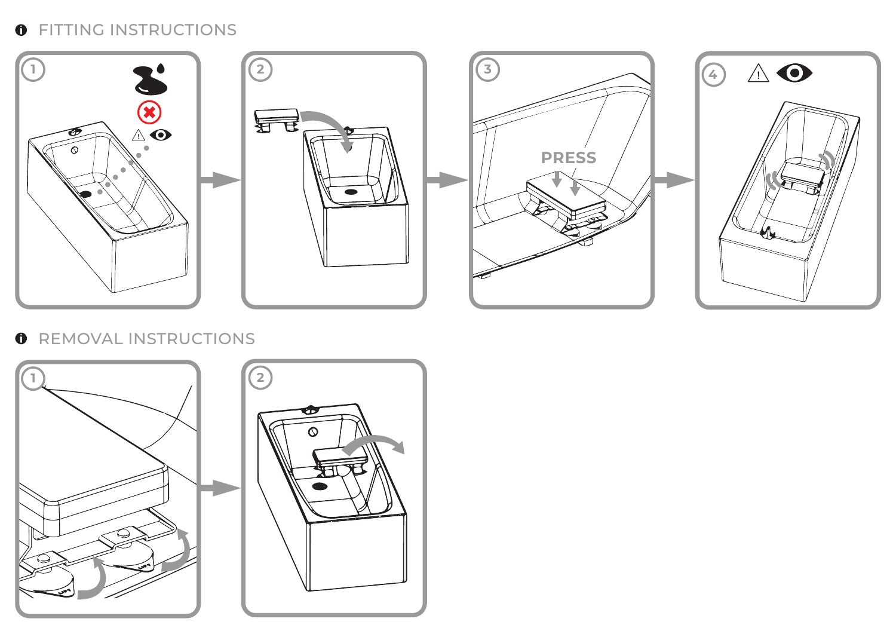## FITTING INSTRUCTIONS

1

2

3

PRESS

4

## REMOVAL INSTRUCTIONS

1

2